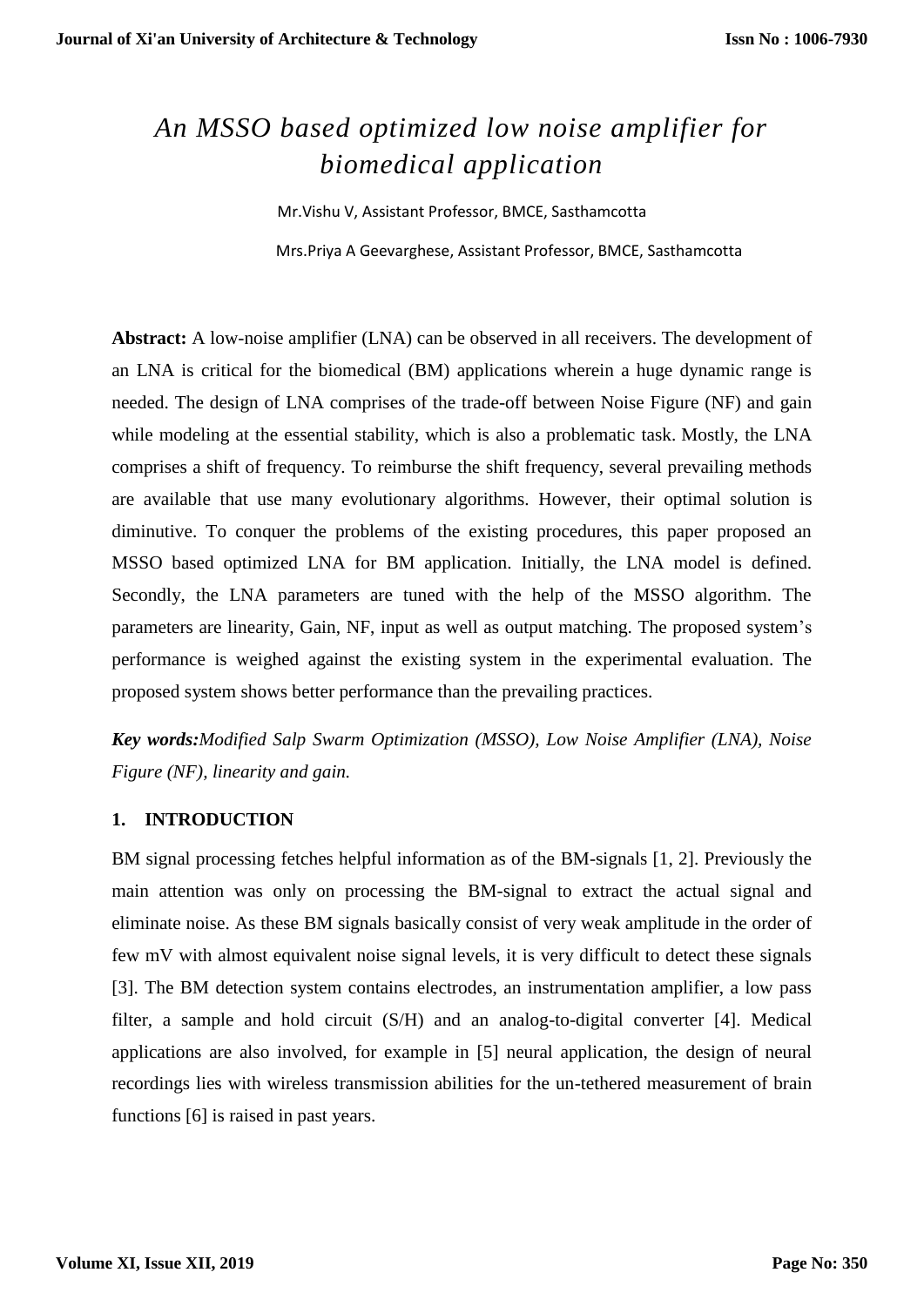# *An MSSO based optimized low noise amplifier for biomedical application*

Mr.Vishu V, Assistant Professor, BMCE, Sasthamcotta

Mrs.Priya A Geevarghese, Assistant Professor, BMCE, Sasthamcotta

**Abstract:** A low-noise amplifier (LNA) can be observed in all receivers. The development of an LNA is critical for the biomedical (BM) applications wherein a huge dynamic range is needed. The design of LNA comprises of the trade-off between Noise Figure (NF) and gain while modeling at the essential stability, which is also a problematic task. Mostly, the LNA comprises a shift of frequency. To reimburse the shift frequency, several prevailing methods are available that use many evolutionary algorithms. However, their optimal solution is diminutive. To conquer the problems of the existing procedures, this paper proposed an MSSO based optimized LNA for BM application. Initially, the LNA model is defined. Secondly, the LNA parameters are tuned with the help of the MSSO algorithm. The parameters are linearity, Gain, NF, input as well as output matching. The proposed system's performance is weighed against the existing system in the experimental evaluation. The proposed system shows better performance than the prevailing practices.

***Key words:****Modified Salp Swarm Optimization (MSSO), Low Noise Amplifier (LNA), Noise Figure (NF), linearity and gain.*

## 1. INTRODUCTION

BM signal processing fetches helpful information as of the BM-signals [1, 2]. Previously the main attention was only on processing the BM-signal to extract the actual signal and eliminate noise. As these BM signals basically consist of very weak amplitude in the order of few mV with almost equivalent noise signal levels, it is very difficult to detect these signals [3]. The BM detection system contains electrodes, an instrumentation amplifier, a low pass filter, a sample and hold circuit (S/H) and an analog-to-digital converter [4]. Medical applications are also involved, for example in [5] neural application, the design of neural recordings lies with wireless transmission abilities for the un-tethered measurement of brain functions [6] is raised in past years.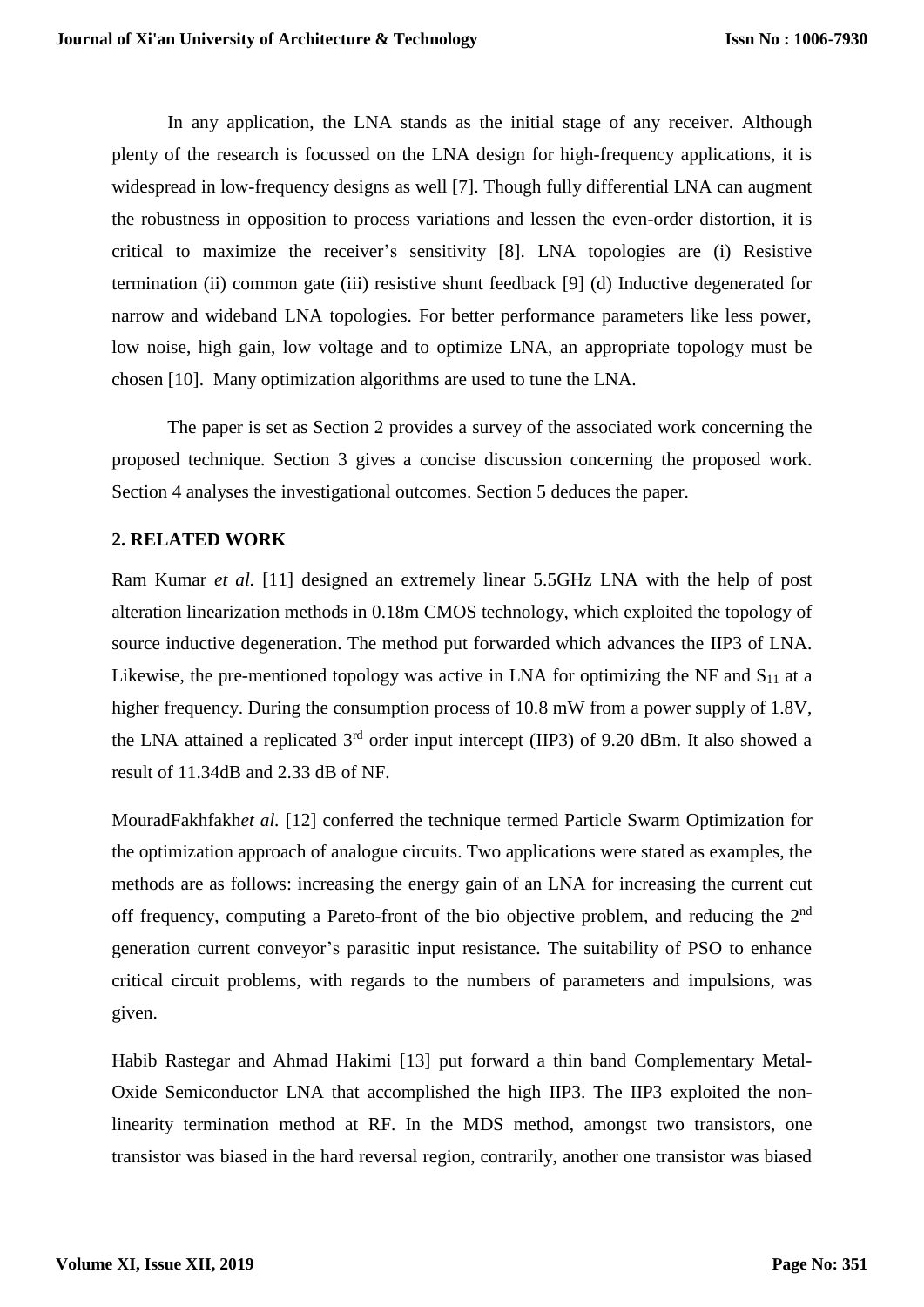In any application, the LNA stands as the initial stage of any receiver. Although plenty of the research is focussed on the LNA design for high-frequency applications, it is widespread in low-frequency designs as well [7]. Though fully differential LNA can augment the robustness in opposition to process variations and lessen the even-order distortion, it is critical to maximize the receiver's sensitivity [8]. LNA topologies are (i) Resistive termination (ii) common gate (iii) resistive shunt feedback [9] (d) Inductive degenerated for narrow and wideband LNA topologies. For better performance parameters like less power, low noise, high gain, low voltage and to optimize LNA, an appropriate topology must be chosen [10]. Many optimization algorithms are used to tune the LNA.

The paper is set as Section 2 provides a survey of the associated work concerning the proposed technique. Section 3 gives a concise discussion concerning the proposed work. Section 4 analyses the investigational outcomes. Section 5 deduces the paper.

## 2. RELATED WORK

Ram Kumar *et al.* [11] designed an extremely linear 5.5GHz LNA with the help of post alteration linearization methods in 0.18m CMOS technology, which exploited the topology of source inductive degeneration. The method put forwarded which advances the IIP3 of LNA. Likewise, the pre-mentioned topology was active in LNA for optimizing the NF and $S_{11}$ at a higher frequency. During the consumption process of 10.8 mW from a power supply of 1.8V, the LNA attained a replicated 3rd order input intercept (IIP3) of 9.20 dBm. It also showed a result of 11.34dB and 2.33 dB of NF.

MouradFakhfakh*et al.* [12] conferred the technique termed Particle Swarm Optimization for the optimization approach of analogue circuits. Two applications were stated as examples, the methods are as follows: increasing the energy gain of an LNA for increasing the current cut off frequency, computing a Pareto-front of the bio objective problem, and reducing the 2nd generation current conveyor's parasitic input resistance. The suitability of PSO to enhance critical circuit problems, with regards to the numbers of parameters and impulsions, was given.

Habib Rastegar and Ahmad Hakimi [13] put forward a thin band Complementary Metal-Oxide Semiconductor LNA that accomplished the high IIP3. The IIP3 exploited the non-linearity termination method at RF. In the MDS method, amongst two transistors, one transistor was biased in the hard reversal region, contrarily, another one transistor was biased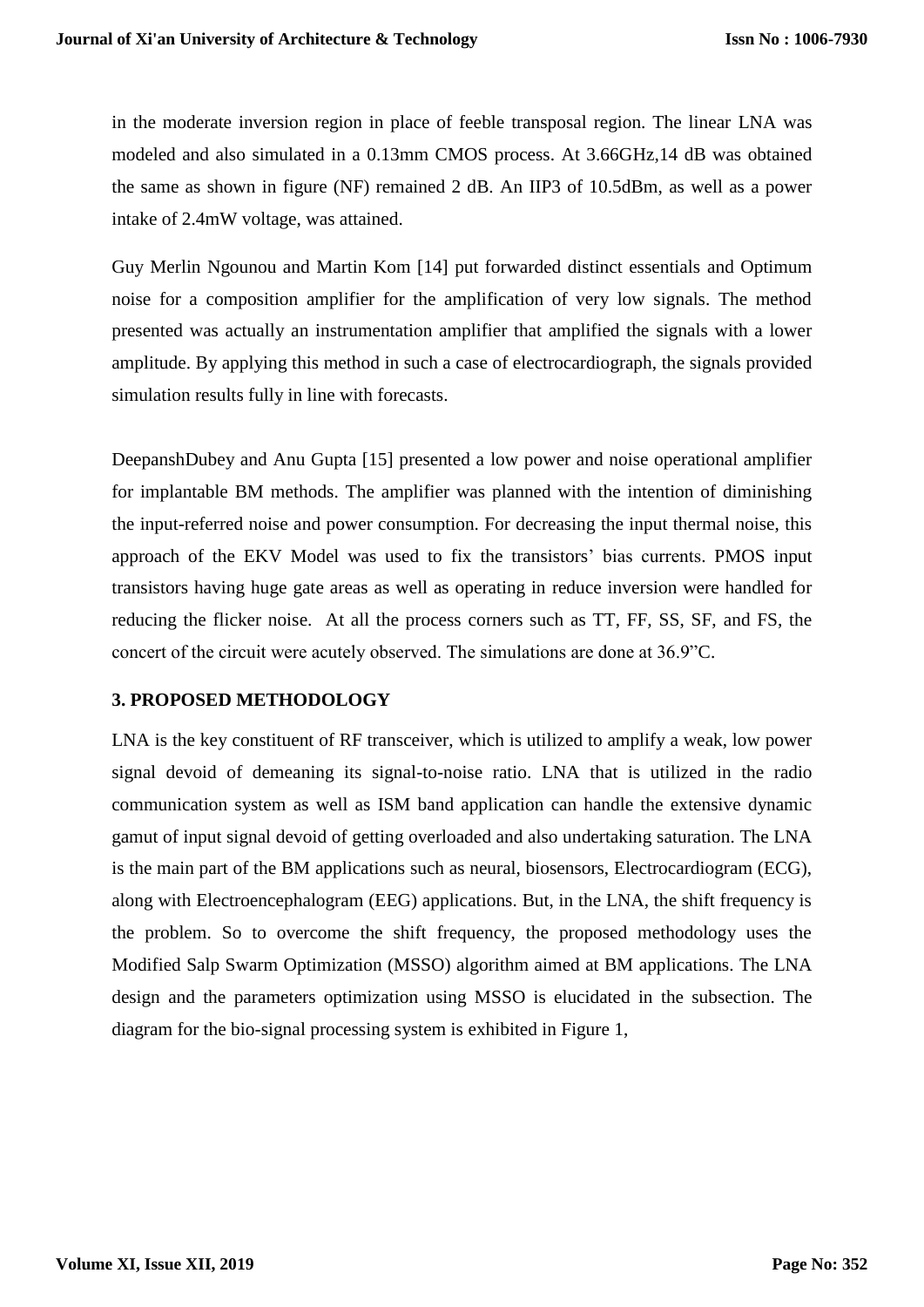in the moderate inversion region in place of feeble transposal region. The linear LNA was modeled and also simulated in a 0.13mm CMOS process. At 3.66GHz,14 dB was obtained the same as shown in figure (NF) remained 2 dB. An IIP3 of 10.5dBm, as well as a power intake of 2.4mW voltage, was attained.

Guy Merlin Ngounou and Martin Kom [14] put forwarded distinct essentials and Optimum noise for a composition amplifier for the amplification of very low signals. The method presented was actually an instrumentation amplifier that amplified the signals with a lower amplitude. By applying this method in such a case of electrocardiograph, the signals provided simulation results fully in line with forecasts.

DeepanshDubey and Anu Gupta [15] presented a low power and noise operational amplifier for implantable BM methods. The amplifier was planned with the intention of diminishing the input-referred noise and power consumption. For decreasing the input thermal noise, this approach of the EKV Model was used to fix the transistors' bias currents. PMOS input transistors having huge gate areas as well as operating in reduce inversion were handled for reducing the flicker noise. At all the process corners such as TT, FF, SS, SF, and FS, the concert of the circuit were acutely observed. The simulations are done at 36.9"C.

## 3. PROPOSED METHODOLOGY

LNA is the key constituent of RF transceiver, which is utilized to amplify a weak, low power signal devoid of demeaning its signal-to-noise ratio. LNA that is utilized in the radio communication system as well as ISM band application can handle the extensive dynamic gamut of input signal devoid of getting overloaded and also undertaking saturation. The LNA is the main part of the BM applications such as neural, biosensors, Electrocardiogram (ECG), along with Electroencephalogram (EEG) applications. But, in the LNA, the shift frequency is the problem. So to overcome the shift frequency, the proposed methodology uses the Modified Salp Swarm Optimization (MSSO) algorithm aimed at BM applications. The LNA design and the parameters optimization using MSSO is elucidated in the subsection. The diagram for the bio-signal processing system is exhibited in Figure 1,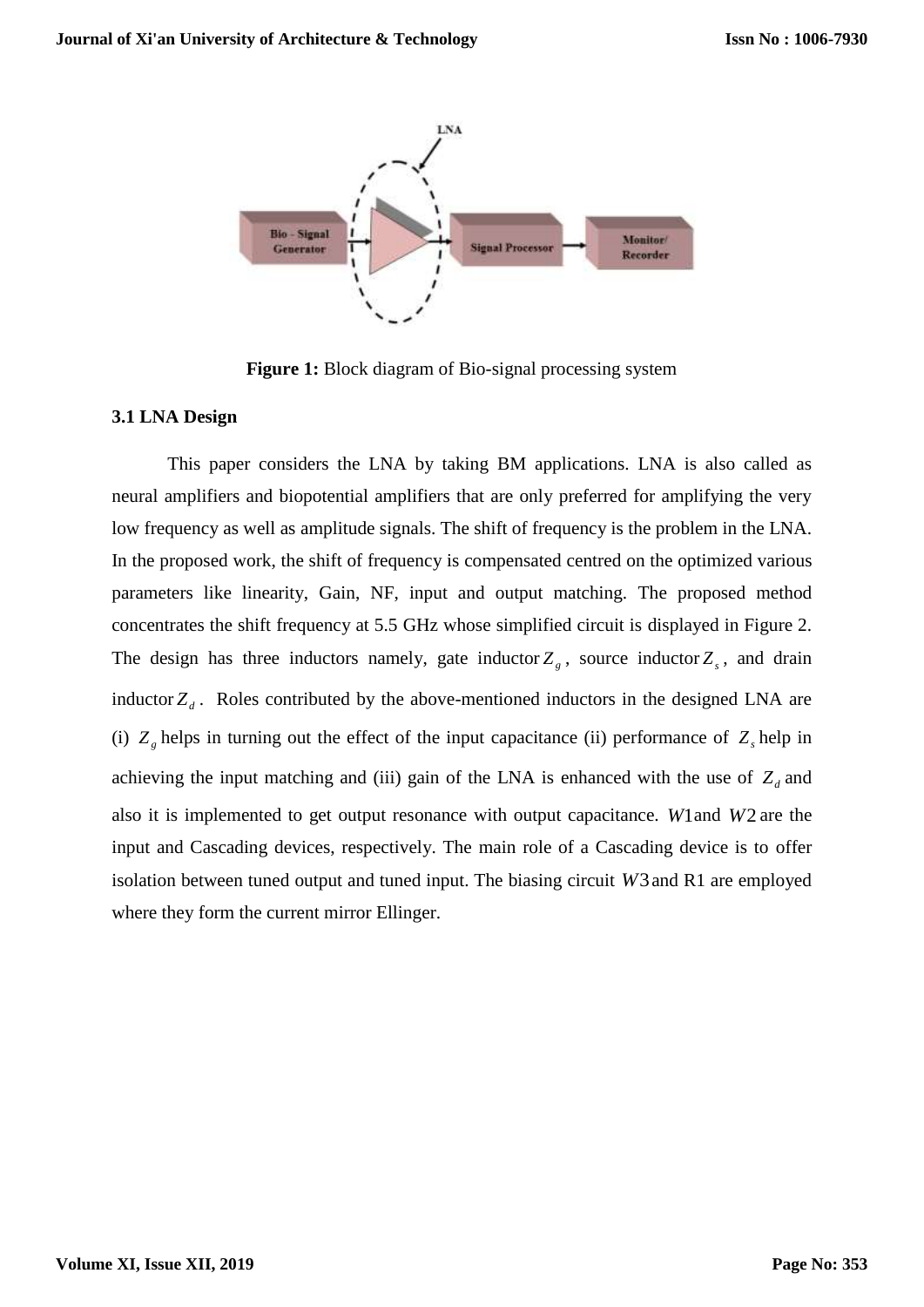Figure 1: Block diagram of Bio-signal processing system

### 3.1 LNA Design

This paper considers the LNA by taking BM applications. LNA is also called as neural amplifiers and biopotential amplifiers that are only preferred for amplifying the very low frequency as well as amplitude signals. The shift of frequency is the problem in the LNA. In the proposed work, the shift of frequency is compensated centred on the optimized various parameters like linearity, Gain, NF, input and output matching. The proposed method concentrates the shift frequency at 5.5 GHz whose simplified circuit is displayed in Figure 2. The design has three inductors namely, gate inductor $Z_g$, source inductor $Z_s$, and drain inductor $Z_d$. Roles contributed by the above-mentioned inductors in the designed LNA are (i) $Z_g$ helps in turning out the effect of the input capacitance (ii) performance of $Z_s$ help in achieving the input matching and (iii) gain of the LNA is enhanced with the use of $Z_d$ and also it is implemented to get output resonance with output capacitance. $W1$ and $W2$ are the input and Cascading devices, respectively. The main role of a Cascading device is to offer isolation between tuned output and tuned input. The biasing circuit $W3$ and R1 are employed where they form the current mirror Ellinger.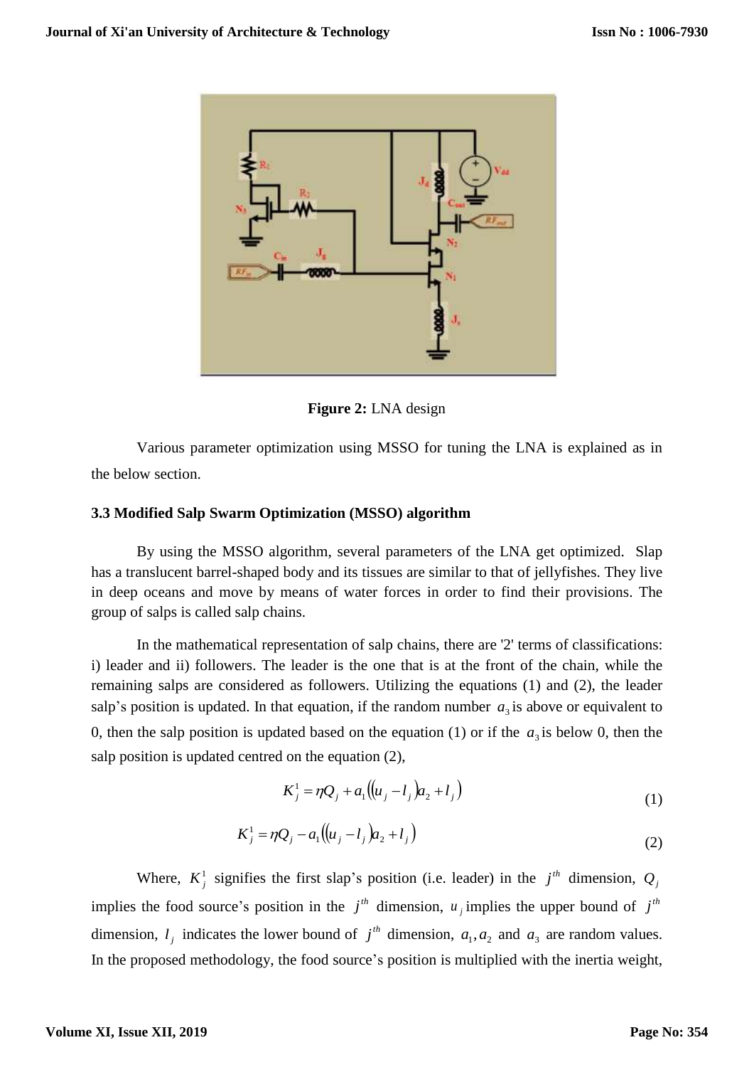**Figure 2:** LNA design

Various parameter optimization using MSSO for tuning the LNA is explained as in the below section.

### 3.3 Modified Salp Swarm Optimization (MSSO) algorithm

By using the MSSO algorithm, several parameters of the LNA get optimized. Slap has a translucent barrel-shaped body and its tissues are similar to that of jellyfishes. They live in deep oceans and move by means of water forces in order to find their provisions. The group of salps is called salp chains.

In the mathematical representation of salp chains, there are '2' terms of classifications: i) leader and ii) followers. The leader is the one that is at the front of the chain, while the remaining salps are considered as followers. Utilizing the equations (1) and (2), the leader salp's position is updated. In that equation, if the random number $a_3$ is above or equivalent to 0, then the salp position is updated based on the equation (1) or if the $a_3$ is below 0, then the salp position is updated centred on the equation (2),

$$K_j^1 = \eta Q_j + a_1\left(\left(u_j - l_j\right)a_2 + l_j\right) \tag{1}$$

$$K_j^1 = \eta Q_j - a_1\left(\left(u_j - l_j\right)a_2 + l_j\right) \tag{2}$$

Where, $K_j^1$ signifies the first slap's position (i.e. leader) in the $j^{th}$ dimension, $Q_j$ implies the food source's position in the $j^{th}$ dimension, $u_j$ implies the upper bound of $j^{th}$ dimension, $l_j$ indicates the lower bound of $j^{th}$ dimension, $a_1, a_2$ and $a_3$ are random values. In the proposed methodology, the food source's position is multiplied with the inertia weight,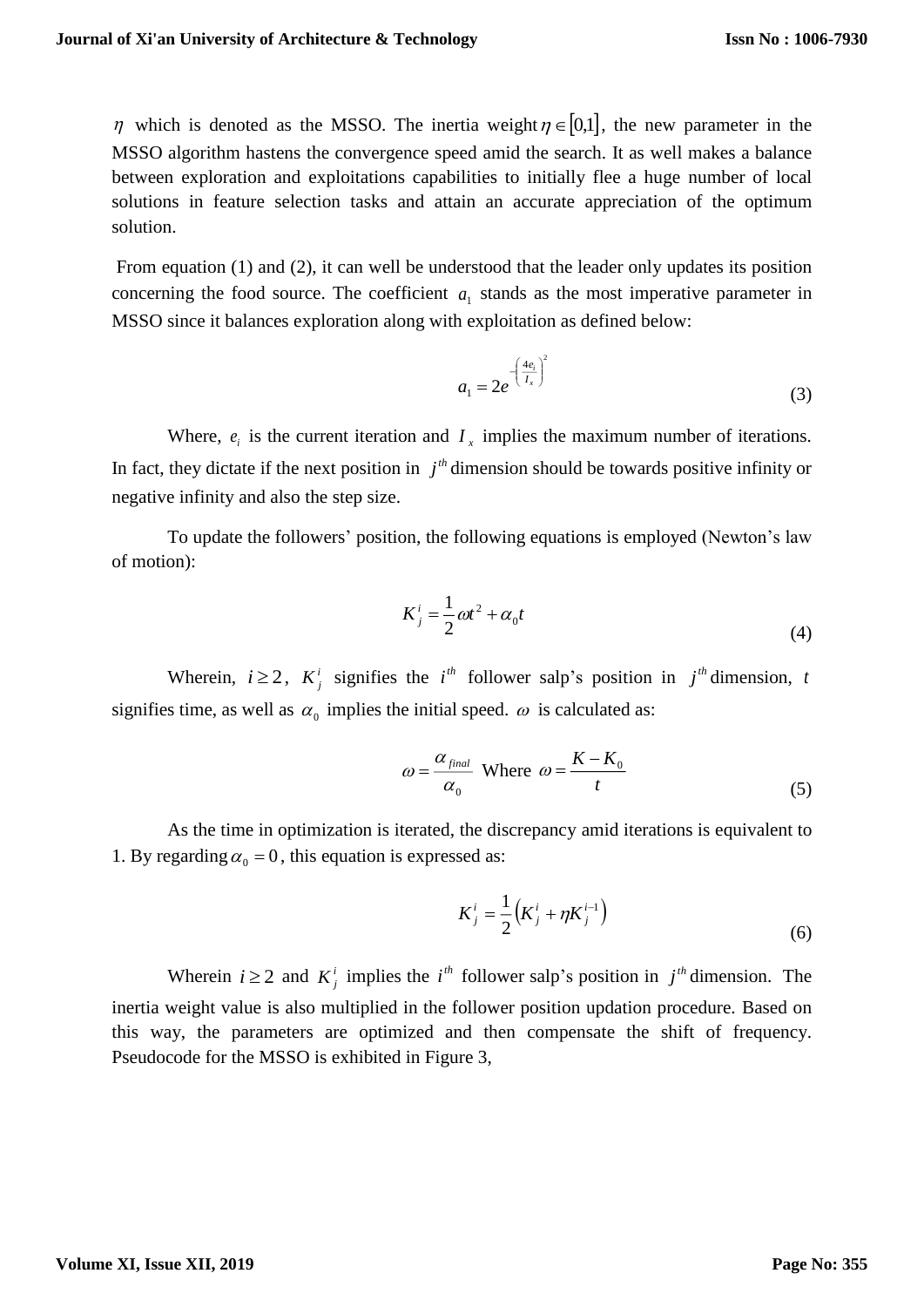$\eta$ which is denoted as the MSSO. The inertia weight $\eta \in [0,1]$, the new parameter in the MSSO algorithm hastens the convergence speed amid the search. It as well makes a balance between exploration and exploitations capabilities to initially flee a huge number of local solutions in feature selection tasks and attain an accurate appreciation of the optimum solution.

From equation (1) and (2), it can well be understood that the leader only updates its position concerning the food source. The coefficient $a_1$ stands as the most imperative parameter in MSSO since it balances exploration along with exploitation as defined below:

$$a_1 = 2e^{-\left(\frac{4e_i}{I_x}\right)^2} \tag{3}$$

Where, $e_i$ is the current iteration and $I_x$ implies the maximum number of iterations. In fact, they dictate if the next position in $j^{th}$ dimension should be towards positive infinity or negative infinity and also the step size.

To update the followers' position, the following equations is employed (Newton's law of motion):

$$K_j^i = \frac{1}{2}\omega t^2 + \alpha_0 t \tag{4}$$

Wherein, $i \geq 2$, $K_j^i$ signifies the $i^{th}$ follower salp's position in $j^{th}$ dimension, $t$ signifies time, as well as $\alpha_0$ implies the initial speed. $\omega$ is calculated as:

$$\omega = \frac{\alpha_{final}}{\alpha_0} \text{ Where } \omega = \frac{K - K_0}{t} \tag{5}$$

As the time in optimization is iterated, the discrepancy amid iterations is equivalent to 1. By regarding $\alpha_0 = 0$, this equation is expressed as:

$$K_j^i = \frac{1}{2}\left(K_j^i + \eta K_j^{i-1}\right) \tag{6}$$

Wherein $i \geq 2$ and $K_j^i$ implies the $i^{th}$ follower salp's position in $j^{th}$ dimension. The inertia weight value is also multiplied in the follower position updation procedure. Based on this way, the parameters are optimized and then compensate the shift of frequency. Pseudocode for the MSSO is exhibited in Figure 3,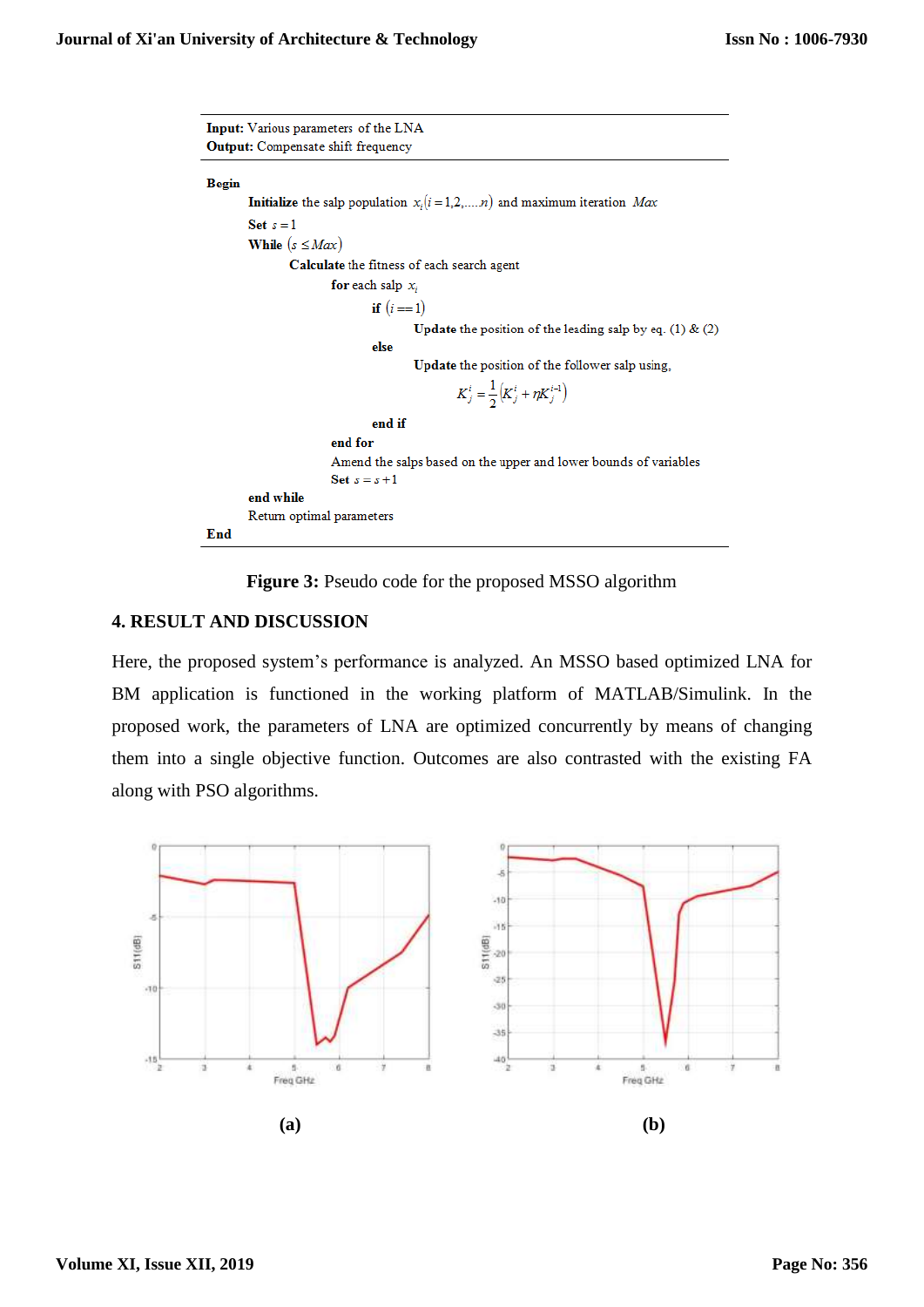**Input:** Various parameters of the LNA
**Output:** Compensate shift frequency

**Begin**

**Initialize** the salp population $x_i (i = 1,2,....n)$ and maximum iteration $Max$

**Set** $s = 1$

**While** $(s \leq Max)$

**Calculate** the fitness of each search agent

**for** each salp $x_i$

**if** $(i == 1)$

**Update** the position of the leading salp by eq. (1) & (2)

**else**

**Update** the position of the follower salp using,

$$K_j^i = \frac{1}{2}\left(K_j^i + \eta K_j^{i-1}\right)$$

**end if**

**end for**

Amend the salps based on the upper and lower bounds of variables

**Set** $s = s + 1$

**end while**

Return optimal parameters

**End**

**Figure 3:** Pseudo code for the proposed MSSO algorithm

## 4. RESULT AND DISCUSSION

Here, the proposed system's performance is analyzed. An MSSO based optimized LNA for BM application is functioned in the working platform of MATLAB/Simulink. In the proposed work, the parameters of LNA are optimized concurrently by means of changing them into a single objective function. Outcomes are also contrasted with the existing FA along with PSO algorithms.

**(a)** **(b)**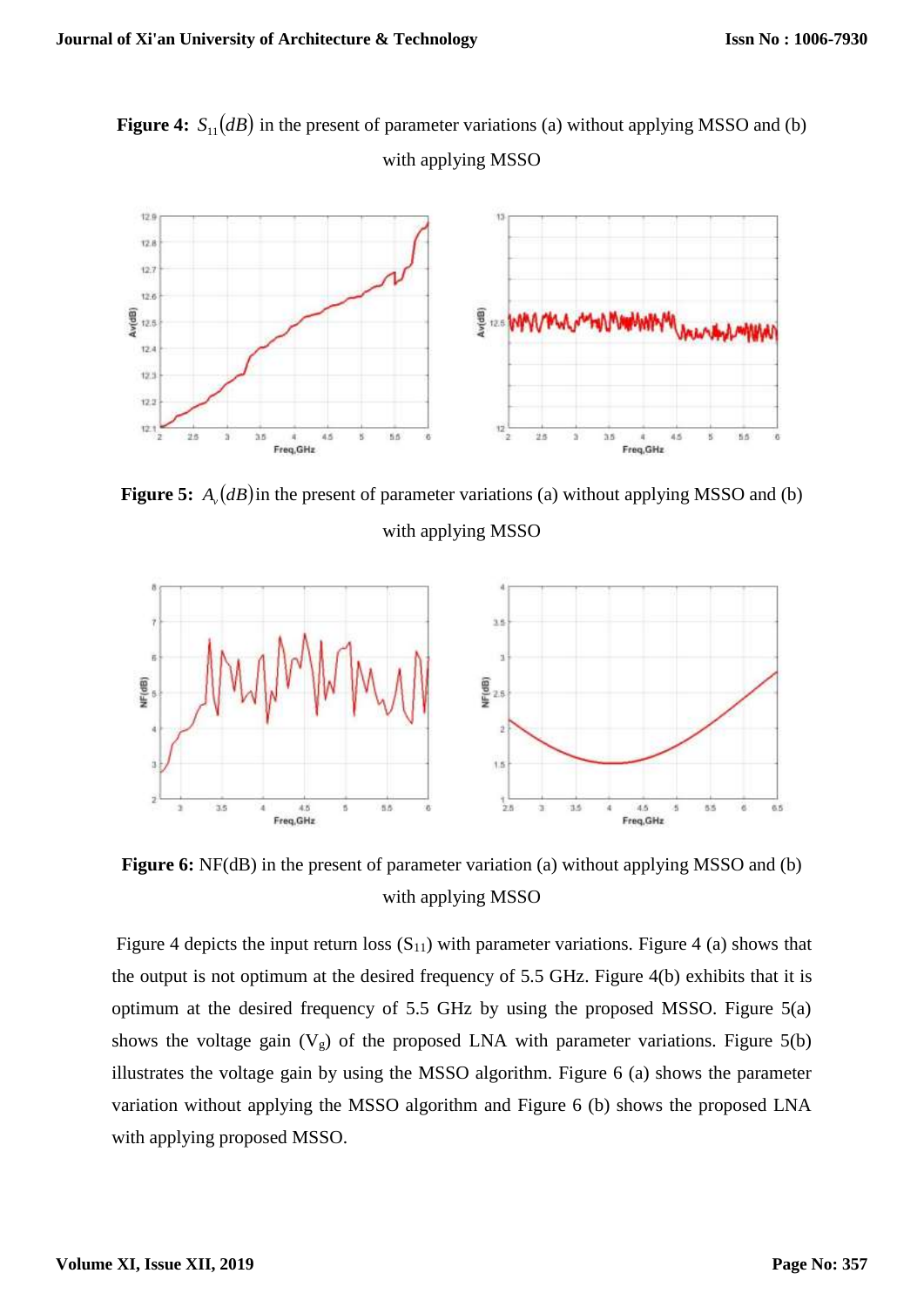**Figure 4:** $S_{11}(dB)$ in the present of parameter variations (a) without applying MSSO and (b) with applying MSSO

**Figure 5:** $A_v(dB)$ in the present of parameter variations (a) without applying MSSO and (b) with applying MSSO

**Figure 6:** NF(dB) in the present of parameter variation (a) without applying MSSO and (b) with applying MSSO

Figure 4 depicts the input return loss ($S_{11}$) with parameter variations. Figure 4 (a) shows that the output is not optimum at the desired frequency of 5.5 GHz. Figure 4(b) exhibits that it is optimum at the desired frequency of 5.5 GHz by using the proposed MSSO. Figure 5(a) shows the voltage gain ($V_g$) of the proposed LNA with parameter variations. Figure 5(b) illustrates the voltage gain by using the MSSO algorithm. Figure 6 (a) shows the parameter variation without applying the MSSO algorithm and Figure 6 (b) shows the proposed LNA with applying proposed MSSO.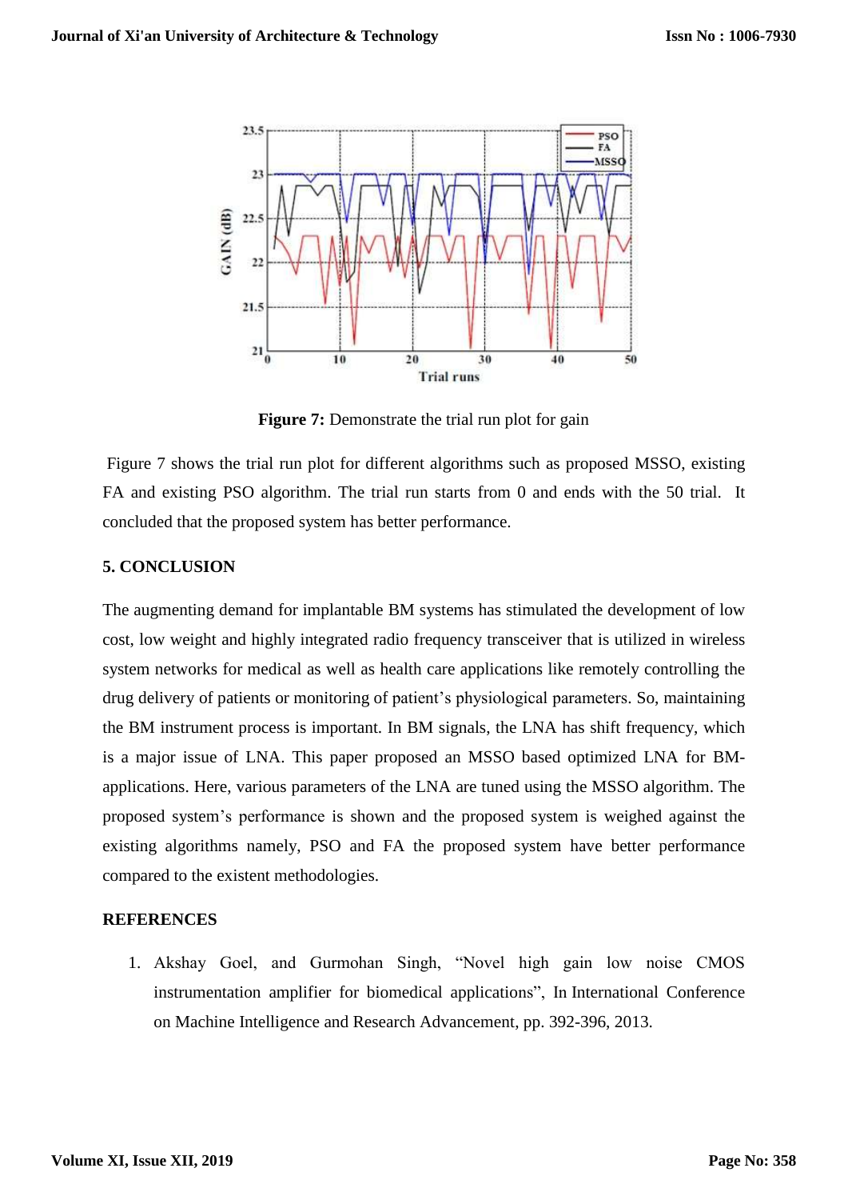**Figure 7:** Demonstrate the trial run plot for gain

Figure 7 shows the trial run plot for different algorithms such as proposed MSSO, existing FA and existing PSO algorithm. The trial run starts from 0 and ends with the 50 trial. It concluded that the proposed system has better performance.

## 5. CONCLUSION

The augmenting demand for implantable BM systems has stimulated the development of low cost, low weight and highly integrated radio frequency transceiver that is utilized in wireless system networks for medical as well as health care applications like remotely controlling the drug delivery of patients or monitoring of patient's physiological parameters. So, maintaining the BM instrument process is important. In BM signals, the LNA has shift frequency, which is a major issue of LNA. This paper proposed an MSSO based optimized LNA for BM-applications. Here, various parameters of the LNA are tuned using the MSSO algorithm. The proposed system's performance is shown and the proposed system is weighed against the existing algorithms namely, PSO and FA the proposed system have better performance compared to the existent methodologies.

## REFERENCES

1. Akshay Goel, and Gurmohan Singh, "Novel high gain low noise CMOS instrumentation amplifier for biomedical applications", In International Conference on Machine Intelligence and Research Advancement, pp. 392-396, 2013.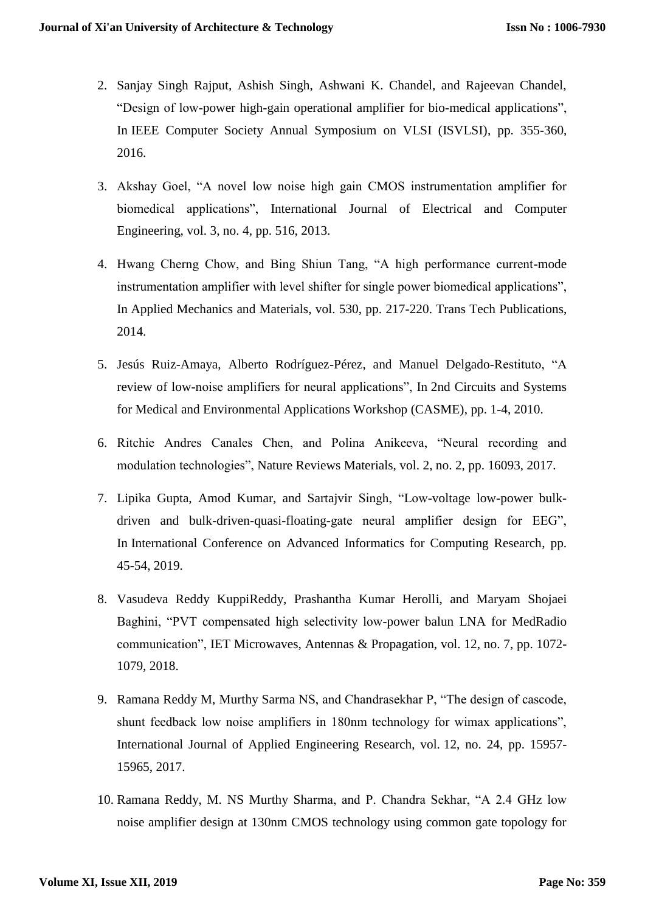2. Sanjay Singh Rajput, Ashish Singh, Ashwani K. Chandel, and Rajeevan Chandel, "Design of low-power high-gain operational amplifier for bio-medical applications", In IEEE Computer Society Annual Symposium on VLSI (ISVLSI), pp. 355-360, 2016.

3. Akshay Goel, "A novel low noise high gain CMOS instrumentation amplifier for biomedical applications", International Journal of Electrical and Computer Engineering, vol. 3, no. 4, pp. 516, 2013.

4. Hwang Cherng Chow, and Bing Shiun Tang, "A high performance current-mode instrumentation amplifier with level shifter for single power biomedical applications", In Applied Mechanics and Materials, vol. 530, pp. 217-220. Trans Tech Publications, 2014.

5. Jesús Ruiz-Amaya, Alberto Rodríguez-Pérez, and Manuel Delgado-Restituto, "A review of low-noise amplifiers for neural applications", In 2nd Circuits and Systems for Medical and Environmental Applications Workshop (CASME), pp. 1-4, 2010.

6. Ritchie Andres Canales Chen, and Polina Anikeeva, "Neural recording and modulation technologies", Nature Reviews Materials, vol. 2, no. 2, pp. 16093, 2017.

7. Lipika Gupta, Amod Kumar, and Sartajvir Singh, "Low-voltage low-power bulk-driven and bulk-driven-quasi-floating-gate neural amplifier design for EEG", In International Conference on Advanced Informatics for Computing Research, pp. 45-54, 2019.

8. Vasudeva Reddy KuppiReddy, Prashantha Kumar Herolli, and Maryam Shojaei Baghini, "PVT compensated high selectivity low-power balun LNA for MedRadio communication", IET Microwaves, Antennas & Propagation, vol. 12, no. 7, pp. 1072-1079, 2018.

9. Ramana Reddy M, Murthy Sarma NS, and Chandrasekhar P, "The design of cascode, shunt feedback low noise amplifiers in 180nm technology for wimax applications", International Journal of Applied Engineering Research, vol. 12, no. 24, pp. 15957-15965, 2017.

10. Ramana Reddy, M. NS Murthy Sharma, and P. Chandra Sekhar, "A 2.4 GHz low noise amplifier design at 130nm CMOS technology using common gate topology for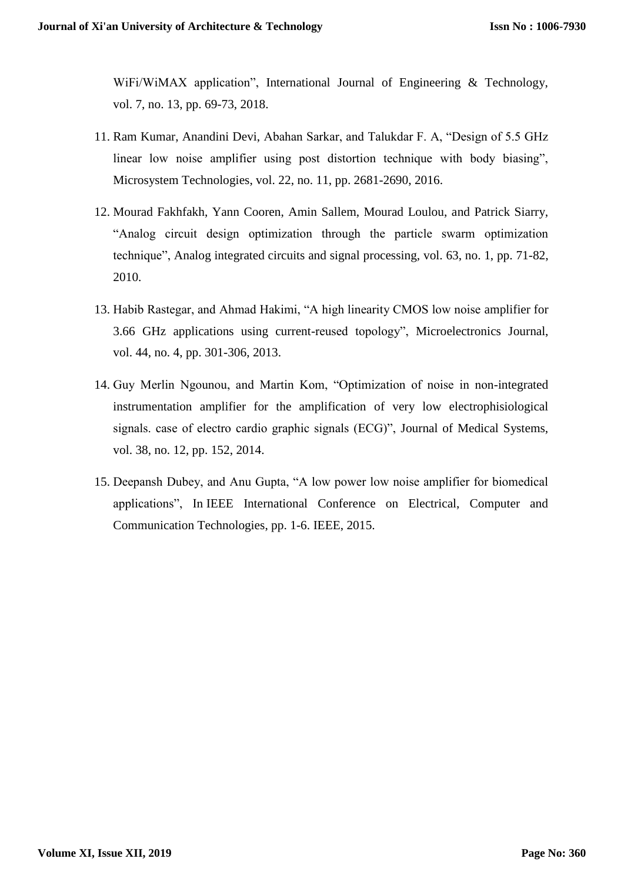WiFi/WiMAX application", International Journal of Engineering & Technology, vol. 7, no. 13, pp. 69-73, 2018.

11. Ram Kumar, Anandini Devi, Abahan Sarkar, and Talukdar F. A, "Design of 5.5 GHz linear low noise amplifier using post distortion technique with body biasing", Microsystem Technologies, vol. 22, no. 11, pp. 2681-2690, 2016.
12. Mourad Fakhfakh, Yann Cooren, Amin Sallem, Mourad Loulou, and Patrick Siarry, "Analog circuit design optimization through the particle swarm optimization technique", Analog integrated circuits and signal processing, vol. 63, no. 1, pp. 71-82, 2010.
13. Habib Rastegar, and Ahmad Hakimi, "A high linearity CMOS low noise amplifier for 3.66 GHz applications using current-reused topology", Microelectronics Journal, vol. 44, no. 4, pp. 301-306, 2013.
14. Guy Merlin Ngounou, and Martin Kom, "Optimization of noise in non-integrated instrumentation amplifier for the amplification of very low electrophisiological signals. case of electro cardio graphic signals (ECG)", Journal of Medical Systems, vol. 38, no. 12, pp. 152, 2014.
15. Deepansh Dubey, and Anu Gupta, "A low power low noise amplifier for biomedical applications", In IEEE International Conference on Electrical, Computer and Communication Technologies, pp. 1-6. IEEE, 2015.